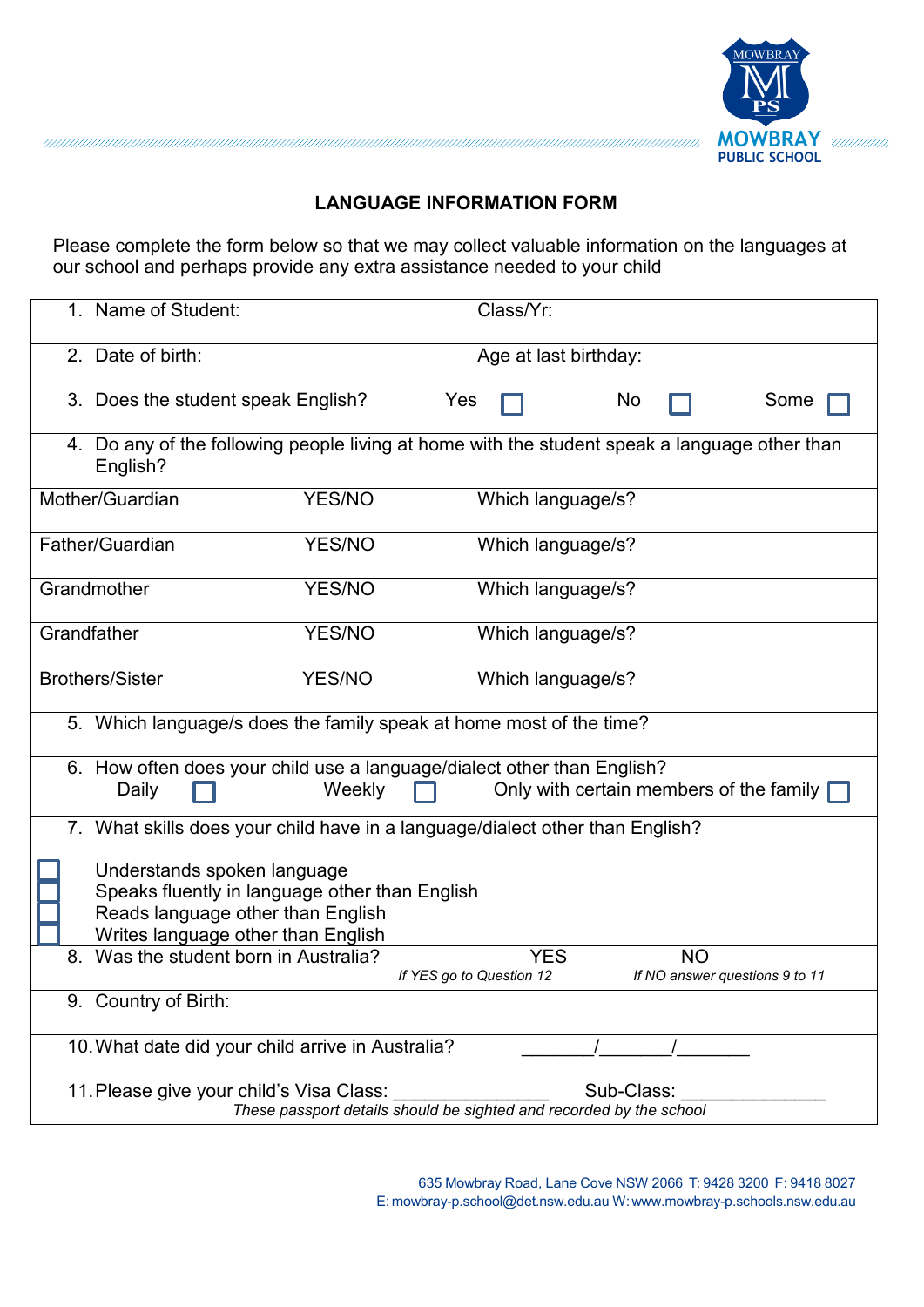MOWBRAY PUBLIC SCHOOL

# LANGUAGE INFORMATION FORM

Please complete the form below so that we may collect valuable information on the languages at our school and perhaps provide any extra assistance needed to your child

| | | |
|---|---|---|
| 1. Name of Student: | | Class/Yr: |
| 2. Date of birth: | | Age at last birthday: |
| 3. Does the student speak English? | Yes ☐ | No ☐ Some ☐ |
| 4. Do any of the following people living at home with the student speak a language other than English? | | |
| Mother/Guardian | YES/NO | Which language/s? |
| Father/Guardian | YES/NO | Which language/s? |
| Grandmother | YES/NO | Which language/s? |
| Grandfather | YES/NO | Which language/s? |
| Brothers/Sister | YES/NO | Which language/s? |
| 5. Which language/s does the family speak at home most of the time? | | |
| 6. How often does your child use a language/dialect other than English? Daily ☐ Weekly ☐ Only with certain members of the family ☐ | | |
| 7. What skills does your child have in a language/dialect other than English? ☐ Understands spoken language ☐ Speaks fluently in language other than English ☐ Reads language other than English ☐ Writes language other than English | | |
| 8. Was the student born in Australia? | YES *If YES go to Question 12* | NO *If NO answer questions 9 to 11* |
| 9. Country of Birth: | | |
| 10. What date did your child arrive in Australia? | | _______/_______/_______ |
| 11. Please give your child's Visa Class: _______________ Sub-Class: _______________ *These passport details should be sighted and recorded by the school* | | |

635 Mowbray Road, Lane Cove NSW 2066 T: 9428 3200 F: 9418 8027
E: mowbray-p.school@det.nsw.edu.au W: www.mowbray-p.schools.nsw.edu.au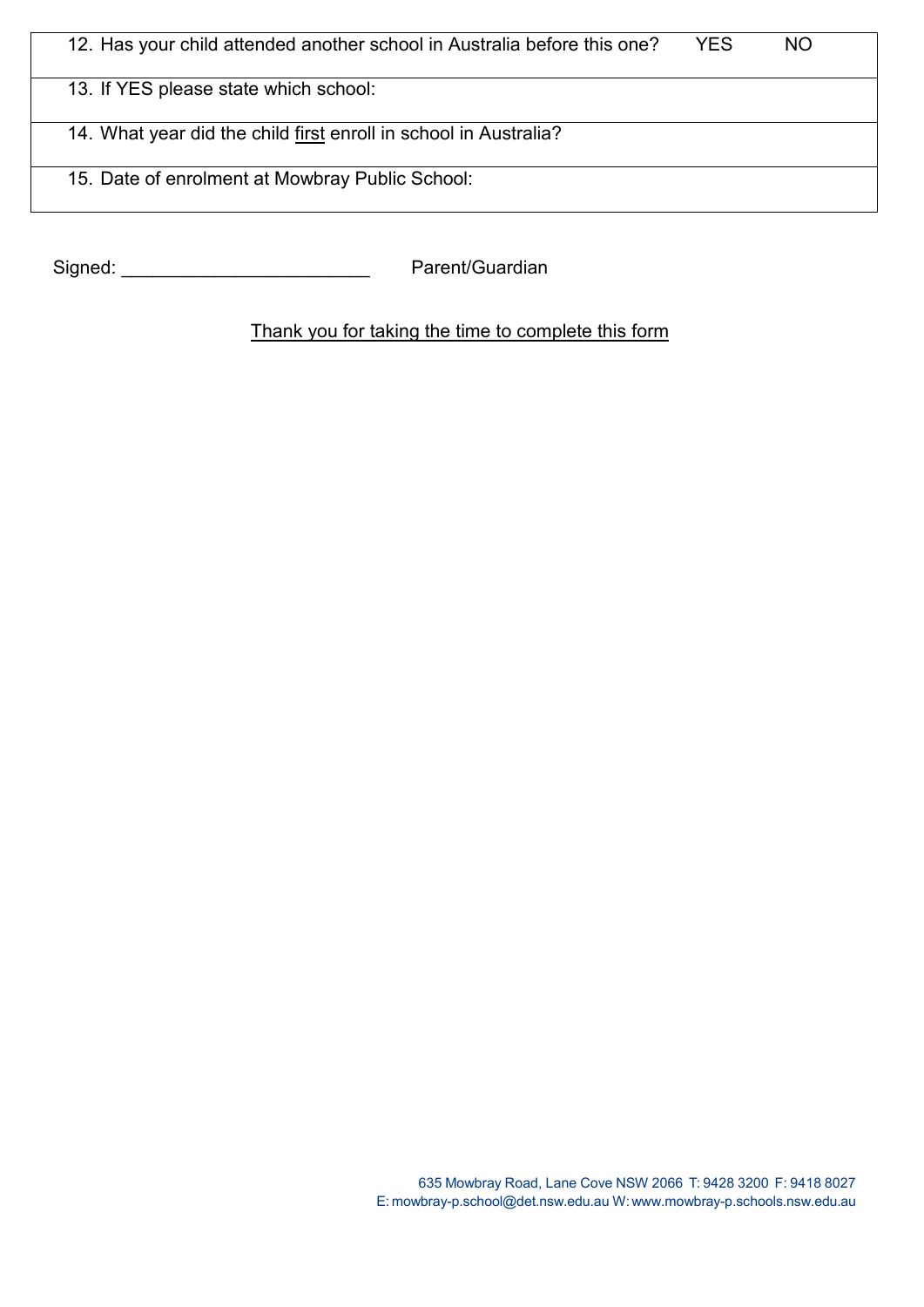| | |
|---|---|
| 12. Has your child attended another school in Australia before this one? | YES NO |
| 13. If YES please state which school: | |
| 14. What year did the child <u>first</u> enroll in school in Australia? | |
| 15. Date of enrolment at Mowbray Public School: | |

Signed: ________________________ Parent/Guardian

<u>Thank you for taking the time to complete this form</u>

635 Mowbray Road, Lane Cove NSW 2066 T: 9428 3200 F: 9418 8027
E: mowbray-p.school@det.nsw.edu.au W: www.mowbray-p.schools.nsw.edu.au